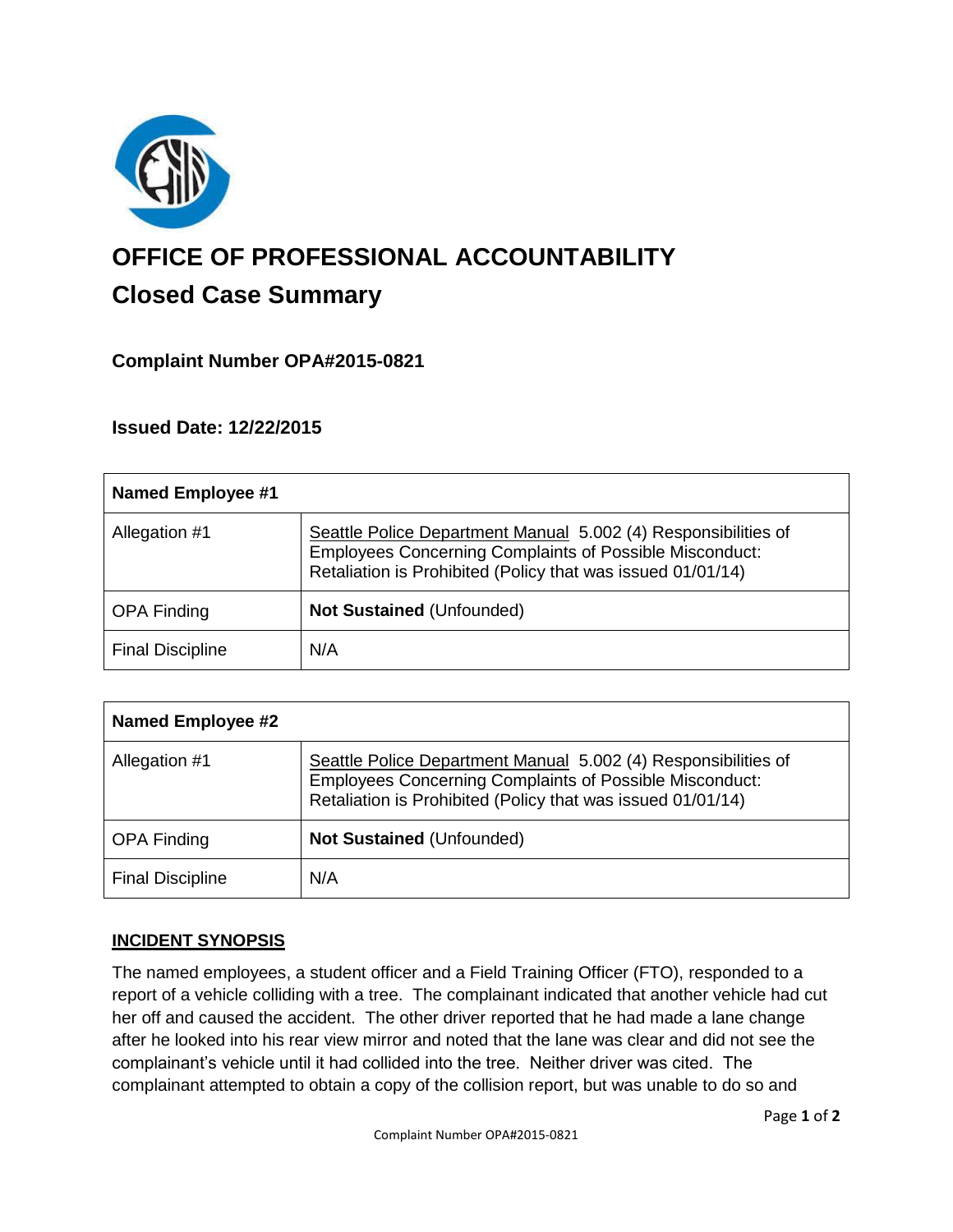# OFFICE OF PROFESSIONAL ACCOUNTABILITY

## Closed Case Summary

### Complaint Number OPA#2015-0821

### Issued Date: 12/22/2015

| Named Employee #1 | |
| --- | --- |
| Allegation #1 | Seattle Police Department Manual 5.002 (4) Responsibilities of Employees Concerning Complaints of Possible Misconduct: Retaliation is Prohibited (Policy that was issued 01/01/14) |
| OPA Finding | **Not Sustained** (Unfounded) |
| Final Discipline | N/A |

| Named Employee #2 | |
| --- | --- |
| Allegation #1 | Seattle Police Department Manual 5.002 (4) Responsibilities of Employees Concerning Complaints of Possible Misconduct: Retaliation is Prohibited (Policy that was issued 01/01/14) |
| OPA Finding | **Not Sustained** (Unfounded) |
| Final Discipline | N/A |

**INCIDENT SYNOPSIS**

The named employees, a student officer and a Field Training Officer (FTO), responded to a report of a vehicle colliding with a tree. The complainant indicated that another vehicle had cut her off and caused the accident. The other driver reported that he had made a lane change after he looked into his rear view mirror and noted that the lane was clear and did not see the complainant's vehicle until it had collided into the tree. Neither driver was cited. The complainant attempted to obtain a copy of the collision report, but was unable to do so and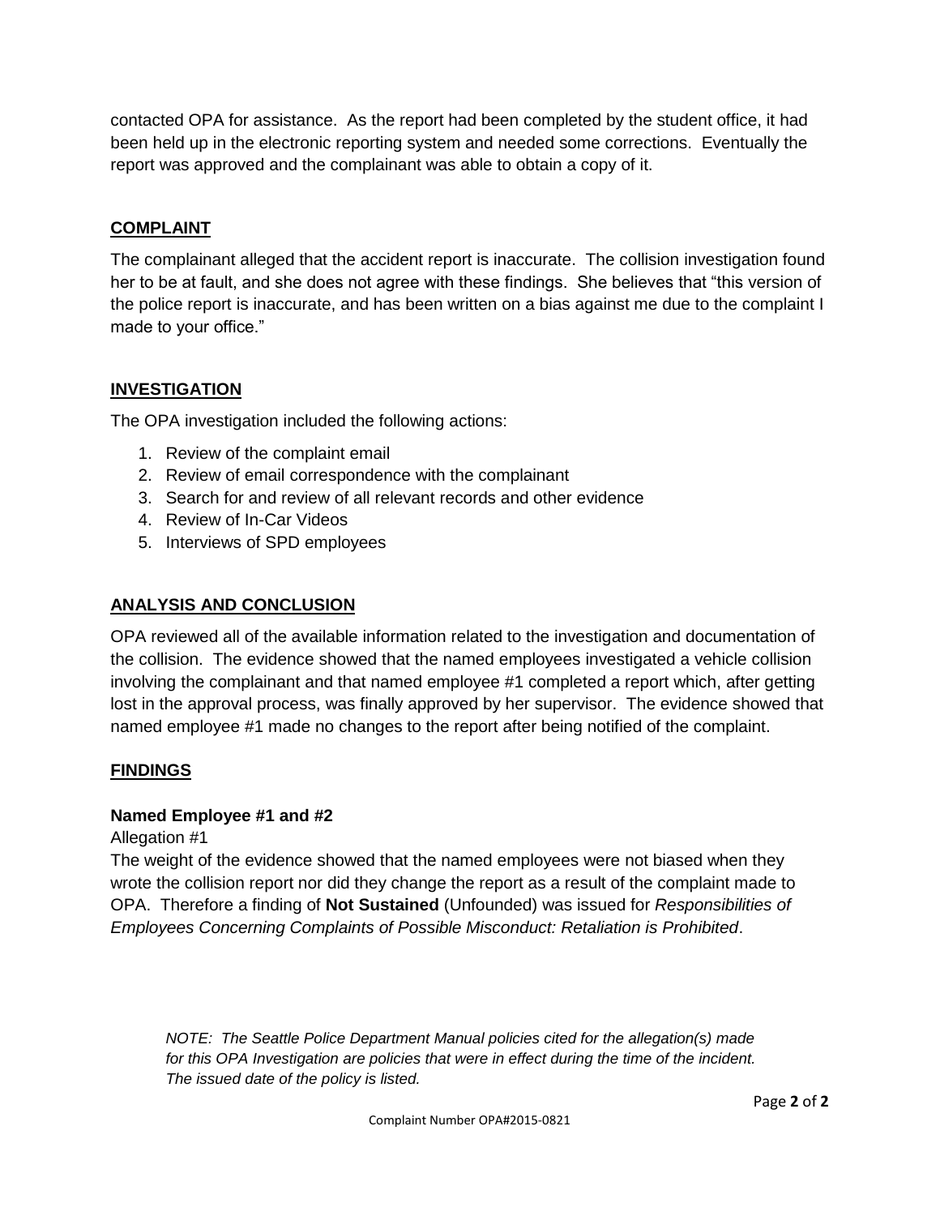contacted OPA for assistance. As the report had been completed by the student office, it had been held up in the electronic reporting system and needed some corrections. Eventually the report was approved and the complainant was able to obtain a copy of it.

## COMPLAINT

The complainant alleged that the accident report is inaccurate. The collision investigation found her to be at fault, and she does not agree with these findings. She believes that "this version of the police report is inaccurate, and has been written on a bias against me due to the complaint I made to your office."

## INVESTIGATION

The OPA investigation included the following actions:

1. Review of the complaint email
2. Review of email correspondence with the complainant
3. Search for and review of all relevant records and other evidence
4. Review of In-Car Videos
5. Interviews of SPD employees

## ANALYSIS AND CONCLUSION

OPA reviewed all of the available information related to the investigation and documentation of the collision. The evidence showed that the named employees investigated a vehicle collision involving the complainant and that named employee #1 completed a report which, after getting lost in the approval process, was finally approved by her supervisor. The evidence showed that named employee #1 made no changes to the report after being notified of the complaint.

## FINDINGS

**Named Employee #1 and #2**

Allegation #1

The weight of the evidence showed that the named employees were not biased when they wrote the collision report nor did they change the report as a result of the complaint made to OPA. Therefore a finding of **Not Sustained** (Unfounded) was issued for *Responsibilities of Employees Concerning Complaints of Possible Misconduct: Retaliation is Prohibited*.

*NOTE: The Seattle Police Department Manual policies cited for the allegation(s) made for this OPA Investigation are policies that were in effect during the time of the incident. The issued date of the policy is listed.*

Complaint Number OPA#2015-0821